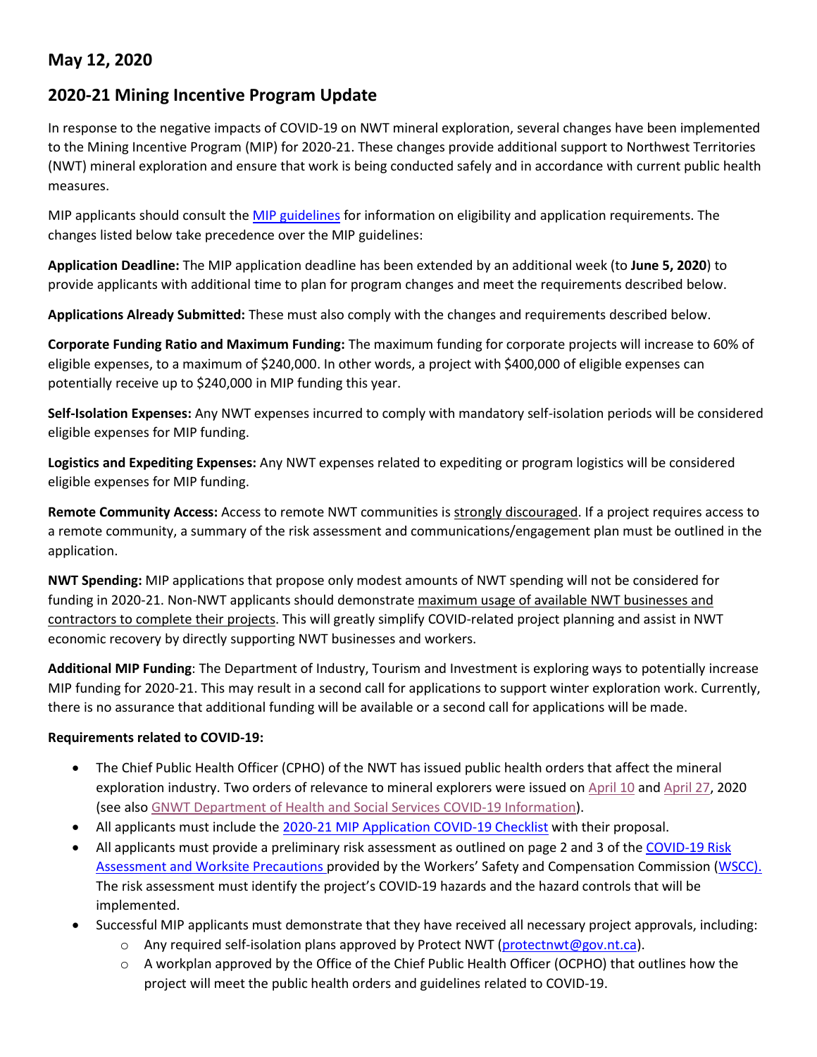## May 12, 2020

## 2020-21 Mining Incentive Program Update

In response to the negative impacts of COVID-19 on NWT mineral exploration, several changes have been implemented to the Mining Incentive Program (MIP) for 2020-21. These changes provide additional support to Northwest Territories (NWT) mineral exploration and ensure that work is being conducted safely and in accordance with current public health measures.

MIP applicants should consult the MIP guidelines for information on eligibility and application requirements. The changes listed below take precedence over the MIP guidelines:

**Application Deadline:** The MIP application deadline has been extended by an additional week (to **June 5, 2020**) to provide applicants with additional time to plan for program changes and meet the requirements described below.

**Applications Already Submitted:** These must also comply with the changes and requirements described below.

**Corporate Funding Ratio and Maximum Funding:** The maximum funding for corporate projects will increase to 60% of eligible expenses, to a maximum of $240,000. In other words, a project with $400,000 of eligible expenses can potentially receive up to $240,000 in MIP funding this year.

**Self-Isolation Expenses:** Any NWT expenses incurred to comply with mandatory self-isolation periods will be considered eligible expenses for MIP funding.

**Logistics and Expediting Expenses:** Any NWT expenses related to expediting or program logistics will be considered eligible expenses for MIP funding.

**Remote Community Access:** Access to remote NWT communities is strongly discouraged. If a project requires access to a remote community, a summary of the risk assessment and communications/engagement plan must be outlined in the application.

**NWT Spending:** MIP applications that propose only modest amounts of NWT spending will not be considered for funding in 2020-21. Non-NWT applicants should demonstrate maximum usage of available NWT businesses and contractors to complete their projects. This will greatly simplify COVID-related project planning and assist in NWT economic recovery by directly supporting NWT businesses and workers.

**Additional MIP Funding**: The Department of Industry, Tourism and Investment is exploring ways to potentially increase MIP funding for 2020-21. This may result in a second call for applications to support winter exploration work. Currently, there is no assurance that additional funding will be available or a second call for applications will be made.

**Requirements related to COVID-19:**

- The Chief Public Health Officer (CPHO) of the NWT has issued public health orders that affect the mineral exploration industry. Two orders of relevance to mineral explorers were issued on April 10 and April 27, 2020 (see also GNWT Department of Health and Social Services COVID-19 Information).
- All applicants must include the 2020-21 MIP Application COVID-19 Checklist with their proposal.
- All applicants must provide a preliminary risk assessment as outlined on page 2 and 3 of the COVID-19 Risk Assessment and Worksite Precautions provided by the Workers' Safety and Compensation Commission (WSCC). The risk assessment must identify the project's COVID-19 hazards and the hazard controls that will be implemented.
- Successful MIP applicants must demonstrate that they have received all necessary project approvals, including:
  - Any required self-isolation plans approved by Protect NWT (protectnwt@gov.nt.ca).
  - A workplan approved by the Office of the Chief Public Health Officer (OCPHO) that outlines how the project will meet the public health orders and guidelines related to COVID-19.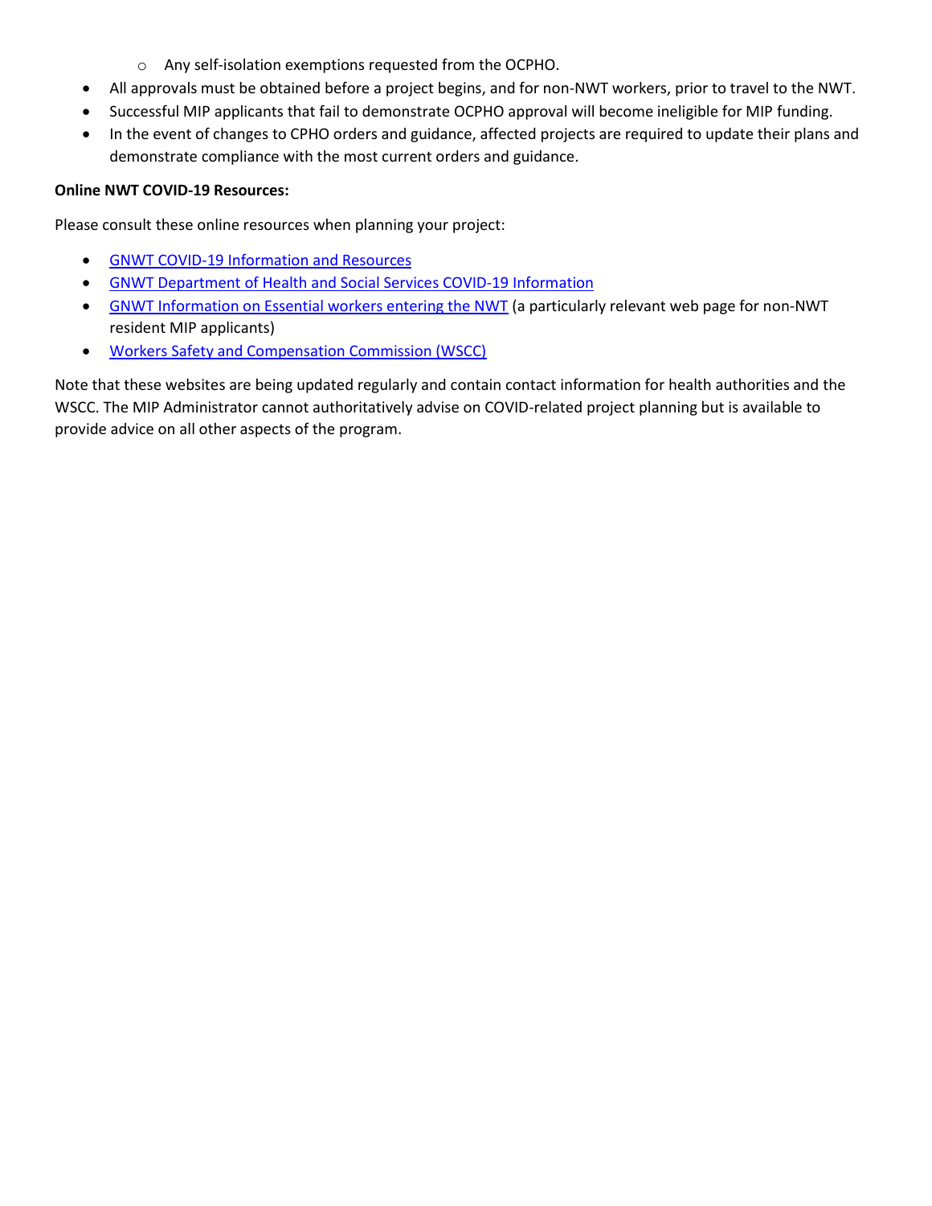- Any self-isolation exemptions requested from the OCPHO.
- All approvals must be obtained before a project begins, and for non-NWT workers, prior to travel to the NWT.
- Successful MIP applicants that fail to demonstrate OCPHO approval will become ineligible for MIP funding.
- In the event of changes to CPHO orders and guidance, affected projects are required to update their plans and demonstrate compliance with the most current orders and guidance.

**Online NWT COVID-19 Resources:**

Please consult these online resources when planning your project:

- GNWT COVID-19 Information and Resources
- GNWT Department of Health and Social Services COVID-19 Information
- GNWT Information on Essential workers entering the NWT (a particularly relevant web page for non-NWT resident MIP applicants)
- Workers Safety and Compensation Commission (WSCC)

Note that these websites are being updated regularly and contain contact information for health authorities and the WSCC. The MIP Administrator cannot authoritatively advise on COVID-related project planning but is available to provide advice on all other aspects of the program.